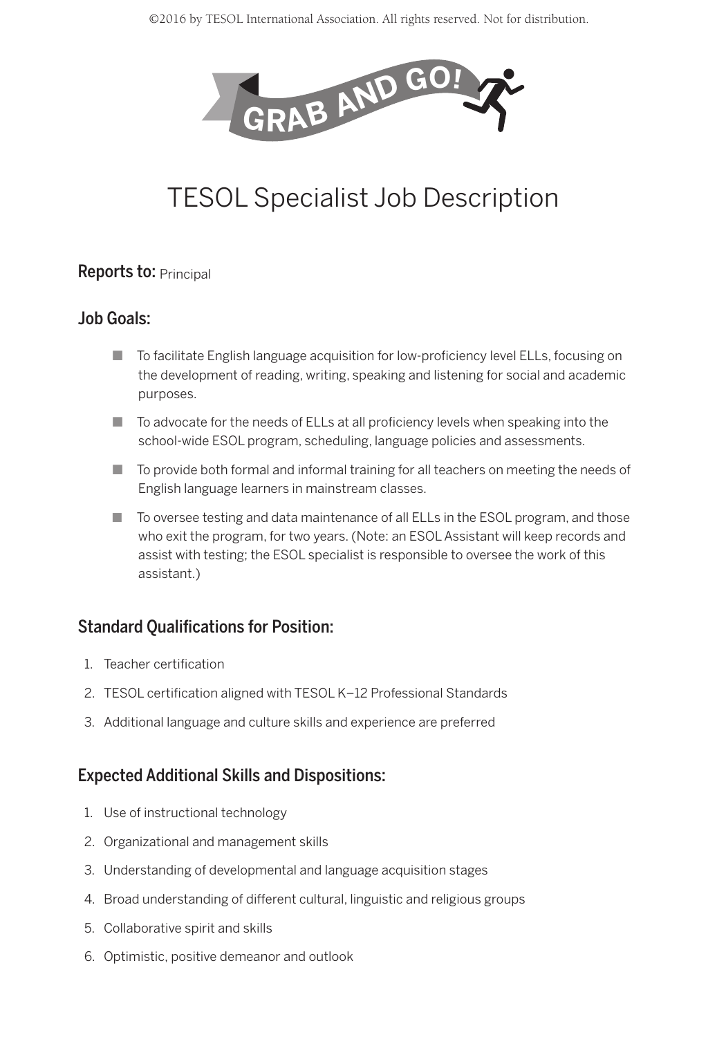GRAB AND GO!

# TESOL Specialist Job Description

**Reports to:** Principal

## Job Goals:

- To facilitate English language acquisition for low-proficiency level ELLs, focusing on the development of reading, writing, speaking and listening for social and academic purposes.
- To advocate for the needs of ELLs at all proficiency levels when speaking into the school-wide ESOL program, scheduling, language policies and assessments.
- To provide both formal and informal training for all teachers on meeting the needs of English language learners in mainstream classes.
- To oversee testing and data maintenance of all ELLs in the ESOL program, and those who exit the program, for two years. (Note: an ESOL Assistant will keep records and assist with testing; the ESOL specialist is responsible to oversee the work of this assistant.)

## Standard Qualifications for Position:

1. Teacher certification
2. TESOL certification aligned with TESOL K–12 Professional Standards
3. Additional language and culture skills and experience are preferred

## Expected Additional Skills and Dispositions:

1. Use of instructional technology
2. Organizational and management skills
3. Understanding of developmental and language acquisition stages
4. Broad understanding of different cultural, linguistic and religious groups
5. Collaborative spirit and skills
6. Optimistic, positive demeanor and outlook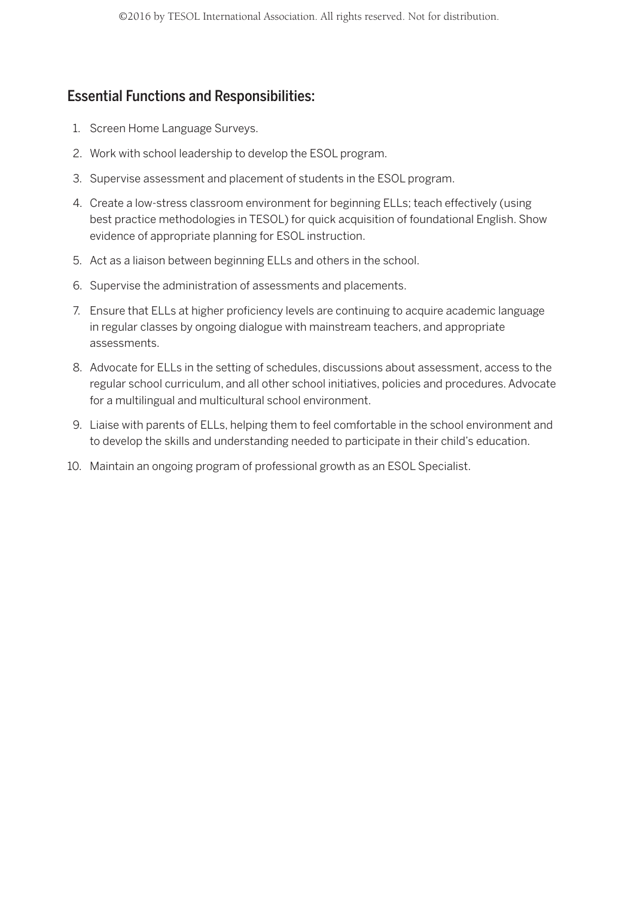## Essential Functions and Responsibilities:

1. Screen Home Language Surveys.
2. Work with school leadership to develop the ESOL program.
3. Supervise assessment and placement of students in the ESOL program.
4. Create a low-stress classroom environment for beginning ELLs; teach effectively (using best practice methodologies in TESOL) for quick acquisition of foundational English. Show evidence of appropriate planning for ESOL instruction.
5. Act as a liaison between beginning ELLs and others in the school.
6. Supervise the administration of assessments and placements.
7. Ensure that ELLs at higher proficiency levels are continuing to acquire academic language in regular classes by ongoing dialogue with mainstream teachers, and appropriate assessments.
8. Advocate for ELLs in the setting of schedules, discussions about assessment, access to the regular school curriculum, and all other school initiatives, policies and procedures. Advocate for a multilingual and multicultural school environment.
9. Liaise with parents of ELLs, helping them to feel comfortable in the school environment and to develop the skills and understanding needed to participate in their child's education.
10. Maintain an ongoing program of professional growth as an ESOL Specialist.